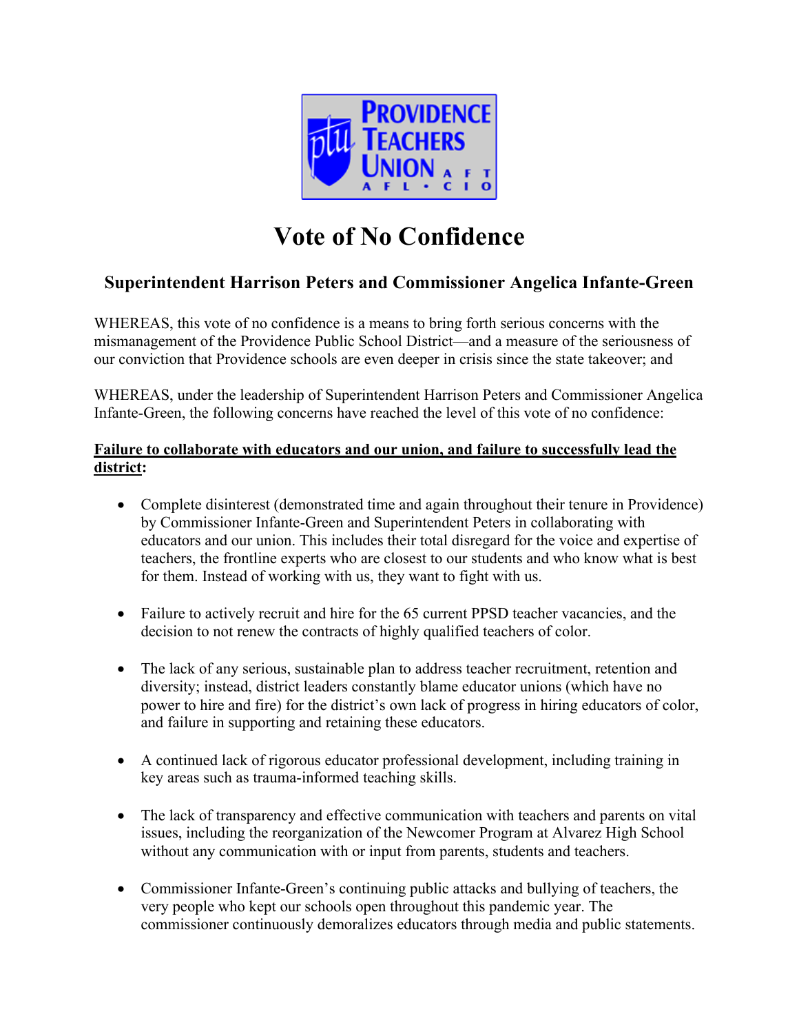PROVIDENCE TEACHERS UNION AFT AFL • CIO

# Vote of No Confidence

## Superintendent Harrison Peters and Commissioner Angelica Infante-Green

WHEREAS, this vote of no confidence is a means to bring forth serious concerns with the mismanagement of the Providence Public School District—and a measure of the seriousness of our conviction that Providence schools are even deeper in crisis since the state takeover; and

WHEREAS, under the leadership of Superintendent Harrison Peters and Commissioner Angelica Infante-Green, the following concerns have reached the level of this vote of no confidence:

**Failure to collaborate with educators and our union, and failure to successfully lead the district:**

- Complete disinterest (demonstrated time and again throughout their tenure in Providence) by Commissioner Infante-Green and Superintendent Peters in collaborating with educators and our union. This includes their total disregard for the voice and expertise of teachers, the frontline experts who are closest to our students and who know what is best for them. Instead of working with us, they want to fight with us.

- Failure to actively recruit and hire for the 65 current PPSD teacher vacancies, and the decision to not renew the contracts of highly qualified teachers of color.

- The lack of any serious, sustainable plan to address teacher recruitment, retention and diversity; instead, district leaders constantly blame educator unions (which have no power to hire and fire) for the district's own lack of progress in hiring educators of color, and failure in supporting and retaining these educators.

- A continued lack of rigorous educator professional development, including training in key areas such as trauma-informed teaching skills.

- The lack of transparency and effective communication with teachers and parents on vital issues, including the reorganization of the Newcomer Program at Alvarez High School without any communication with or input from parents, students and teachers.

- Commissioner Infante-Green's continuing public attacks and bullying of teachers, the very people who kept our schools open throughout this pandemic year. The commissioner continuously demoralizes educators through media and public statements.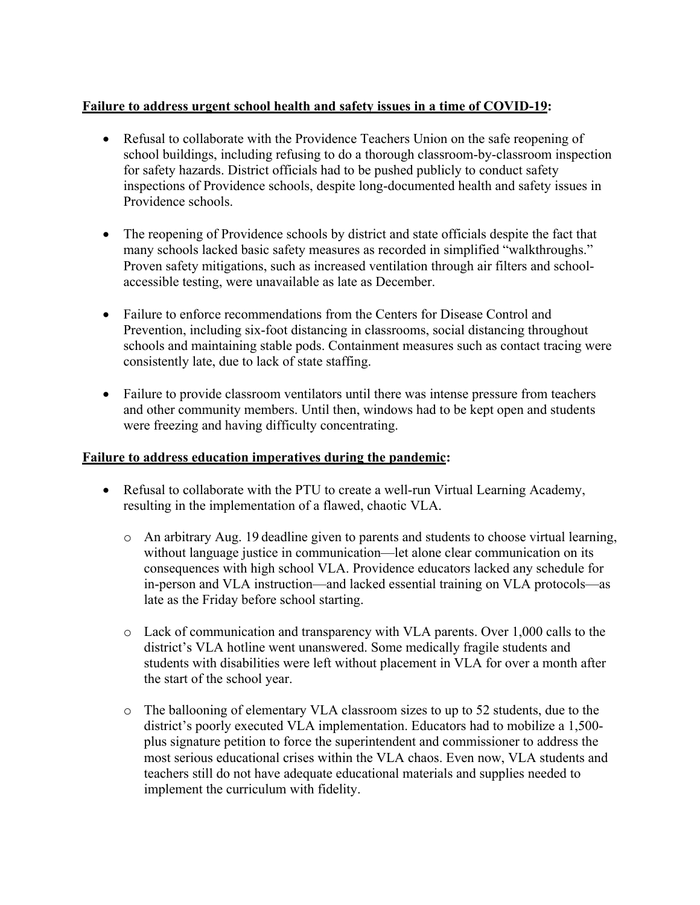**<u>Failure to address urgent school health and safety issues in a time of COVID-19</u>:**

- Refusal to collaborate with the Providence Teachers Union on the safe reopening of school buildings, including refusing to do a thorough classroom-by-classroom inspection for safety hazards. District officials had to be pushed publicly to conduct safety inspections of Providence schools, despite long-documented health and safety issues in Providence schools.

- The reopening of Providence schools by district and state officials despite the fact that many schools lacked basic safety measures as recorded in simplified "walkthroughs." Proven safety mitigations, such as increased ventilation through air filters and school-accessible testing, were unavailable as late as December.

- Failure to enforce recommendations from the Centers for Disease Control and Prevention, including six-foot distancing in classrooms, social distancing throughout schools and maintaining stable pods. Containment measures such as contact tracing were consistently late, due to lack of state staffing.

- Failure to provide classroom ventilators until there was intense pressure from teachers and other community members. Until then, windows had to be kept open and students were freezing and having difficulty concentrating.

**<u>Failure to address education imperatives during the pandemic</u>:**

- Refusal to collaborate with the PTU to create a well-run Virtual Learning Academy, resulting in the implementation of a flawed, chaotic VLA.

    - An arbitrary Aug. 19 deadline given to parents and students to choose virtual learning, without language justice in communication—let alone clear communication on its consequences with high school VLA. Providence educators lacked any schedule for in-person and VLA instruction—and lacked essential training on VLA protocols—as late as the Friday before school starting.

    - Lack of communication and transparency with VLA parents. Over 1,000 calls to the district's VLA hotline went unanswered. Some medically fragile students and students with disabilities were left without placement in VLA for over a month after the start of the school year.

    - The ballooning of elementary VLA classroom sizes to up to 52 students, due to the district's poorly executed VLA implementation. Educators had to mobilize a 1,500-plus signature petition to force the superintendent and commissioner to address the most serious educational crises within the VLA chaos. Even now, VLA students and teachers still do not have adequate educational materials and supplies needed to implement the curriculum with fidelity.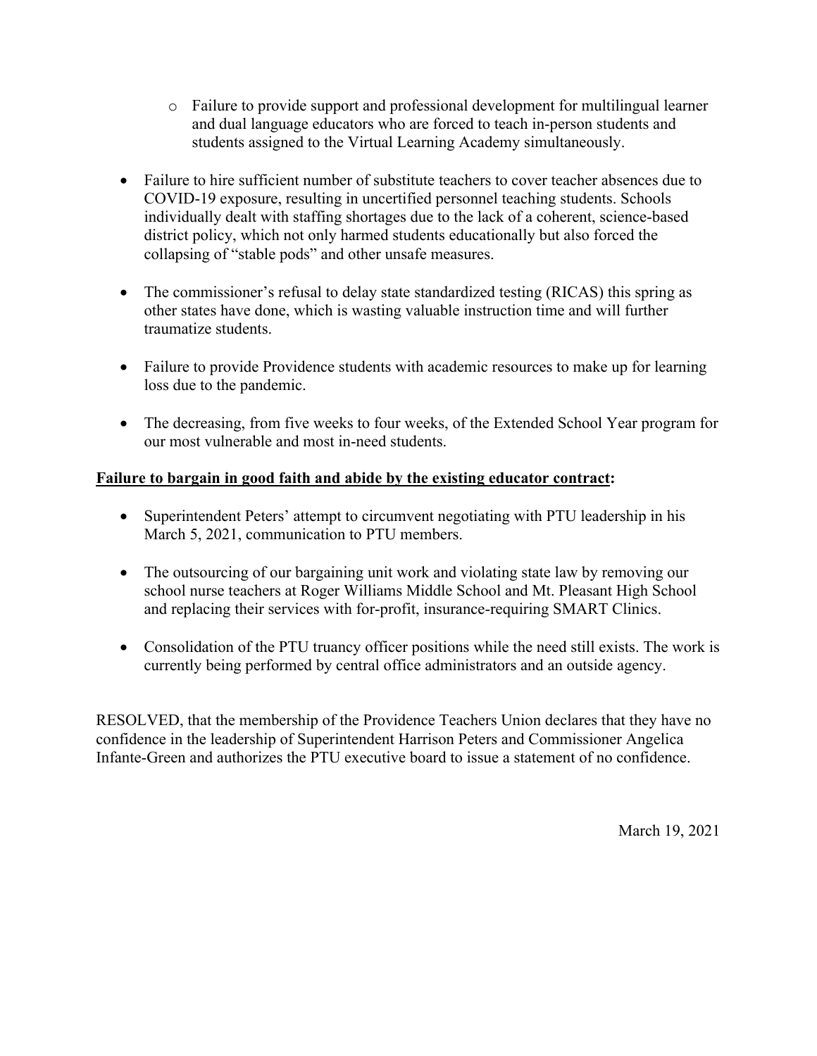- Failure to provide support and professional development for multilingual learner and dual language educators who are forced to teach in-person students and students assigned to the Virtual Learning Academy simultaneously.

- Failure to hire sufficient number of substitute teachers to cover teacher absences due to COVID-19 exposure, resulting in uncertified personnel teaching students. Schools individually dealt with staffing shortages due to the lack of a coherent, science-based district policy, which not only harmed students educationally but also forced the collapsing of "stable pods" and other unsafe measures.

- The commissioner's refusal to delay state standardized testing (RICAS) this spring as other states have done, which is wasting valuable instruction time and will further traumatize students.

- Failure to provide Providence students with academic resources to make up for learning loss due to the pandemic.

- The decreasing, from five weeks to four weeks, of the Extended School Year program for our most vulnerable and most in-need students.

<u>**Failure to bargain in good faith and abide by the existing educator contract**</u>**:**

- Superintendent Peters' attempt to circumvent negotiating with PTU leadership in his March 5, 2021, communication to PTU members.

- The outsourcing of our bargaining unit work and violating state law by removing our school nurse teachers at Roger Williams Middle School and Mt. Pleasant High School and replacing their services with for-profit, insurance-requiring SMART Clinics.

- Consolidation of the PTU truancy officer positions while the need still exists. The work is currently being performed by central office administrators and an outside agency.

RESOLVED, that the membership of the Providence Teachers Union declares that they have no confidence in the leadership of Superintendent Harrison Peters and Commissioner Angelica Infante-Green and authorizes the PTU executive board to issue a statement of no confidence.

March 19, 2021